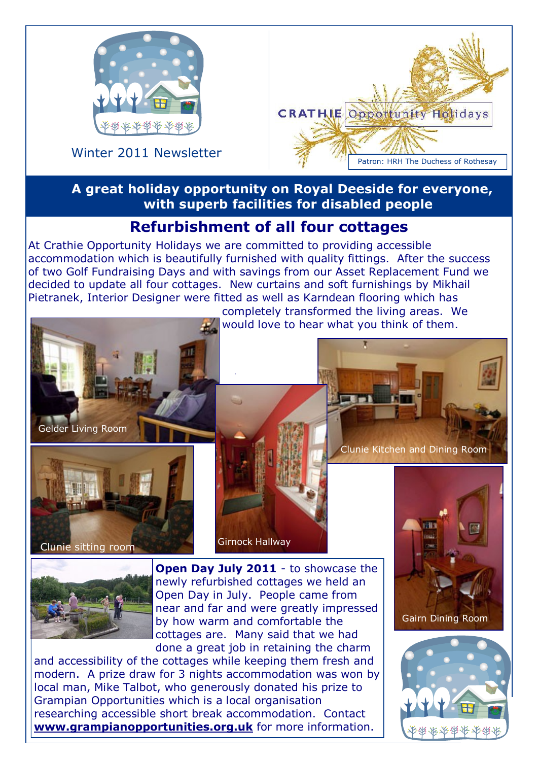Winter 2011 Newsletter

CRATHIE Opportunity Holidays

Patron: HRH The Duchess of Rothesay

**A great holiday opportunity on Royal Deeside for everyone, with superb facilities for disabled people**

## Refurbishment of all four cottages

At Crathie Opportunity Holidays we are committed to providing accessible accommodation which is beautifully furnished with quality fittings. After the success of two Golf Fundraising Days and with savings from our Asset Replacement Fund we decided to update all four cottages. New curtains and soft furnishings by Mikhail Pietranek, Interior Designer were fitted as well as Karndean flooring which has completely transformed the living areas. We would love to hear what you think of them.

Gelder Living Room

Clunie Kitchen and Dining Room

Clunie sitting room

Girnock Hallway

Gairn Dining Room

**Open Day July 2011** - to showcase the newly refurbished cottages we held an Open Day in July. People came from near and far and were greatly impressed by how warm and comfortable the cottages are. Many said that we had done a great job in retaining the charm and accessibility of the cottages while keeping them fresh and modern. A prize draw for 3 nights accommodation was won by local man, Mike Talbot, who generously donated his prize to Grampian Opportunities which is a local organisation researching accessible short break accommodation. Contact **www.grampianopportunities.org.uk** for more information.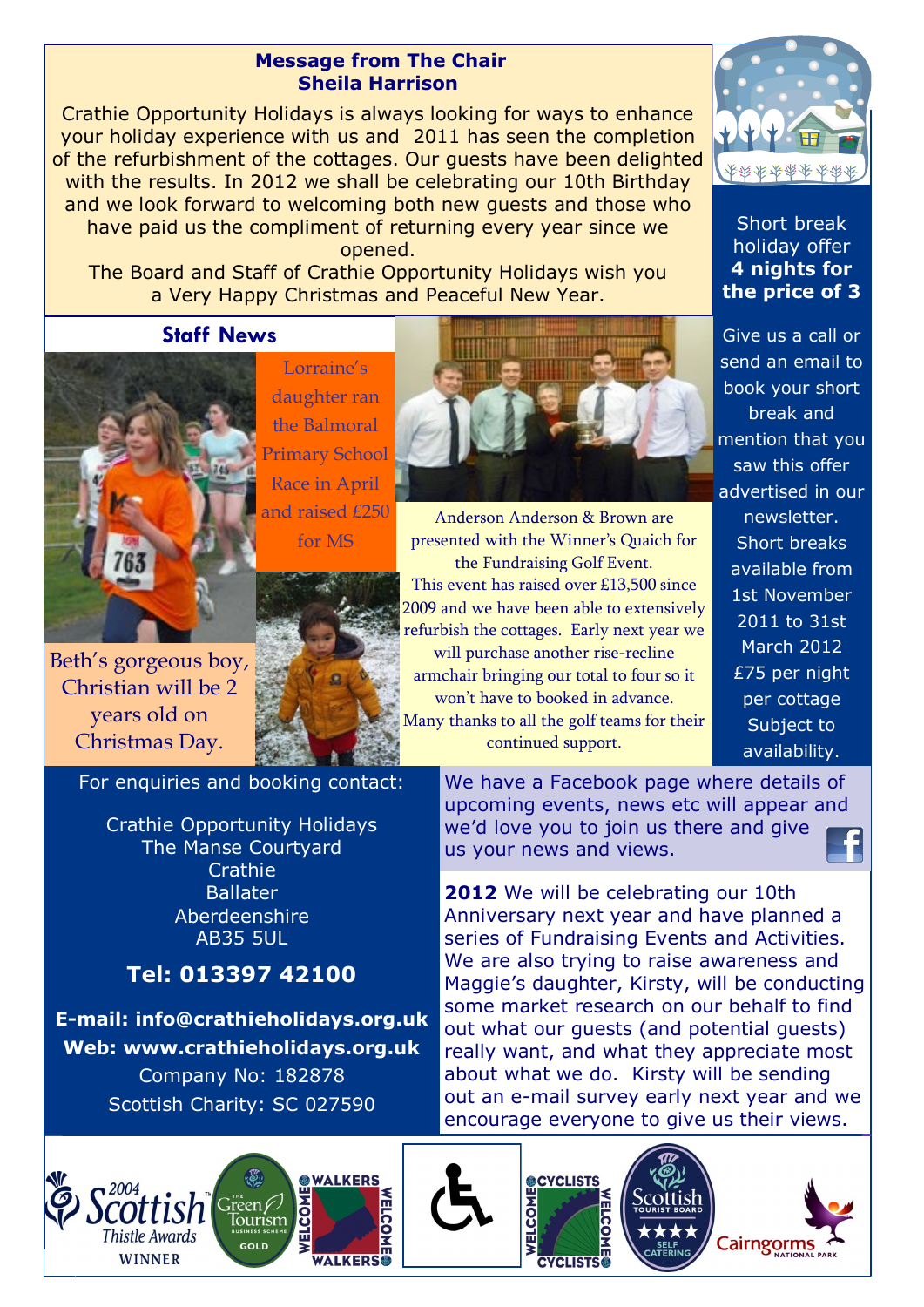## Message from The Chair
### Sheila Harrison

Crathie Opportunity Holidays is always looking for ways to enhance your holiday experience with us and 2011 has seen the completion of the refurbishment of the cottages. Our guests have been delighted with the results. In 2012 we shall be celebrating our 10th Birthday and we look forward to welcoming both new guests and those who have paid us the compliment of returning every year since we opened.

The Board and Staff of Crathie Opportunity Holidays wish you a Very Happy Christmas and Peaceful New Year.

Short break holiday offer
**4 nights for the price of 3**

Give us a call or send an email to book your short break and mention that you saw this offer advertised in our newsletter. Short breaks available from 1st November 2011 to 31st March 2012 £75 per night per cottage Subject to availability.

## Staff News

Lorraine's daughter ran the Balmoral Primary School Race in April and raised £250 for MS

Beth's gorgeous boy, Christian will be 2 years old on Christmas Day.

Anderson Anderson & Brown are presented with the Winner's Quaich for the Fundraising Golf Event. This event has raised over £13,500 since 2009 and we have been able to extensively refurbish the cottages. Early next year we will purchase another rise-recline armchair bringing our total to four so it won't have to booked in advance. Many thanks to all the golf teams for their continued support.

For enquiries and booking contact:

Crathie Opportunity Holidays
The Manse Courtyard
Crathie
Ballater
Aberdeenshire
AB35 5UL

**Tel: 013397 42100**

**E-mail: info@crathieholidays.org.uk**
**Web: www.crathieholidays.org.uk**
Company No: 182878
Scottish Charity: SC 027590

We have a Facebook page where details of upcoming events, news etc will appear and we'd love you to join us there and give us your news and views.

**2012** We will be celebrating our 10th Anniversary next year and have planned a series of Fundraising Events and Activities. We are also trying to raise awareness and Maggie's daughter, Kirsty, will be conducting some market research on our behalf to find out what our guests (and potential guests) really want, and what they appreciate most about what we do. Kirsty will be sending out an e-mail survey early next year and we encourage everyone to give us their views.

2004 Scottish Thistle Awards WINNER | The Green Tourism Business Scheme GOLD | WALKERS WELCOME | CYCLISTS WELCOME | Scottish Tourist Board SELF CATERING | Cairngorms National Park